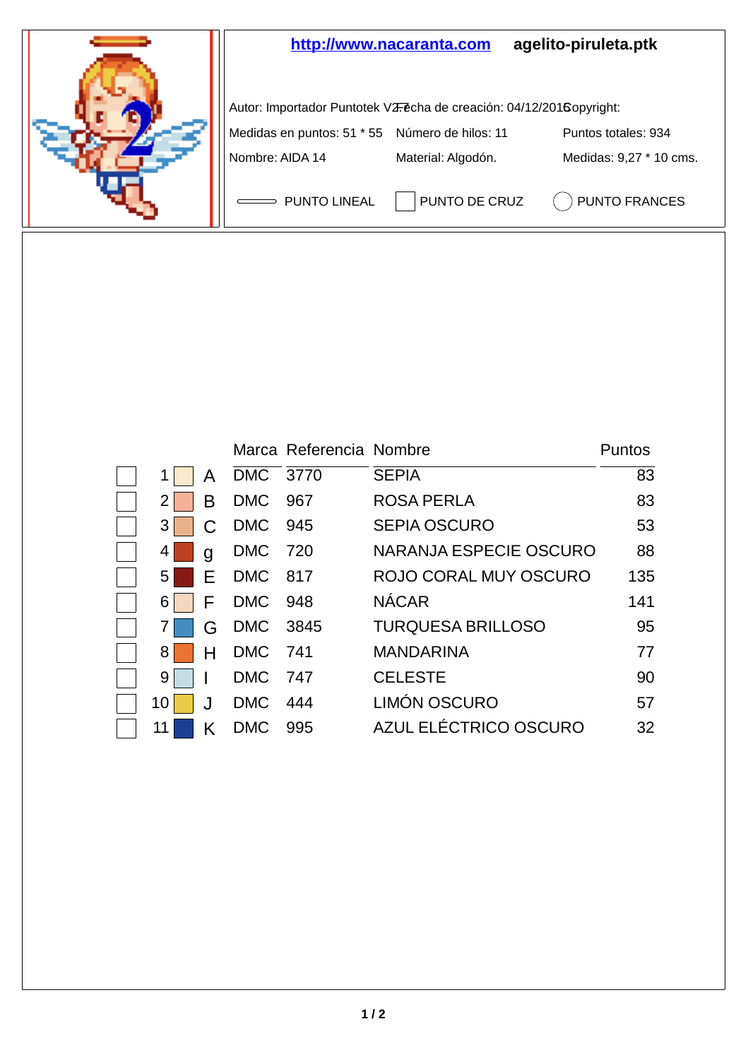**http://www.nacaranta.com** **agelito-piruleta.ptk**

Autor: Importador Puntotek V2.7 Fecha de creación: 04/12/2016 Copyright:

Medidas en puntos: 51 * 55 Número de hilos: 11 Puntos totales: 934

Nombre: AIDA 14 Material: Algodón. Medidas: 9,27 * 10 cms.

PUNTO LINEAL PUNTO DE CRUZ PUNTO FRANCES

| | | | Marca | Referencia | Nombre | Puntos |
|---|---|---|---|---|---|---|
| ☐ | 1 | A | DMC | 3770 | SEPIA | 83 |
| ☐ | 2 | B | DMC | 967 | ROSA PERLA | 83 |
| ☐ | 3 | C | DMC | 945 | SEPIA OSCURO | 53 |
| ☐ | 4 | g | DMC | 720 | NARANJA ESPECIE OSCURO | 88 |
| ☐ | 5 | E | DMC | 817 | ROJO CORAL MUY OSCURO | 135 |
| ☐ | 6 | F | DMC | 948 | NÁCAR | 141 |
| ☐ | 7 | G | DMC | 3845 | TURQUESA BRILLOSO | 95 |
| ☐ | 8 | H | DMC | 741 | MANDARINA | 77 |
| ☐ | 9 | I | DMC | 747 | CELESTE | 90 |
| ☐ | 10 | J | DMC | 444 | LIMÓN OSCURO | 57 |
| ☐ | 11 | K | DMC | 995 | AZUL ELÉCTRICO OSCURO | 32 |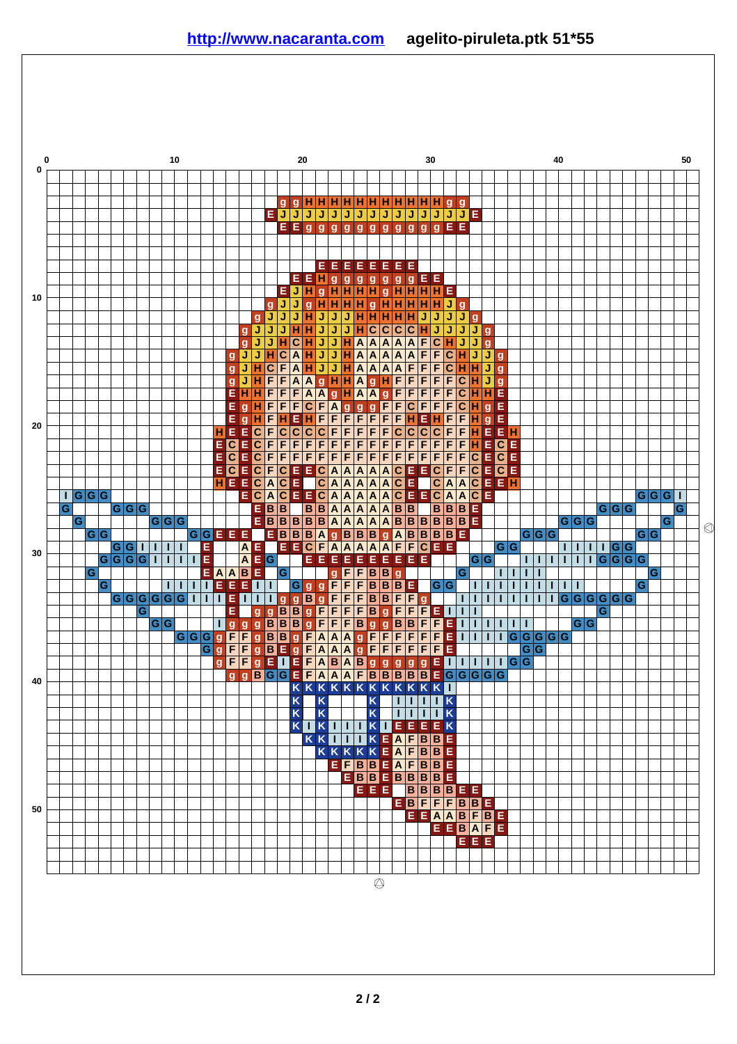http://www.nacaranta.com agelito-piruleta.ptk 51*55

0
10
20
30
40
50